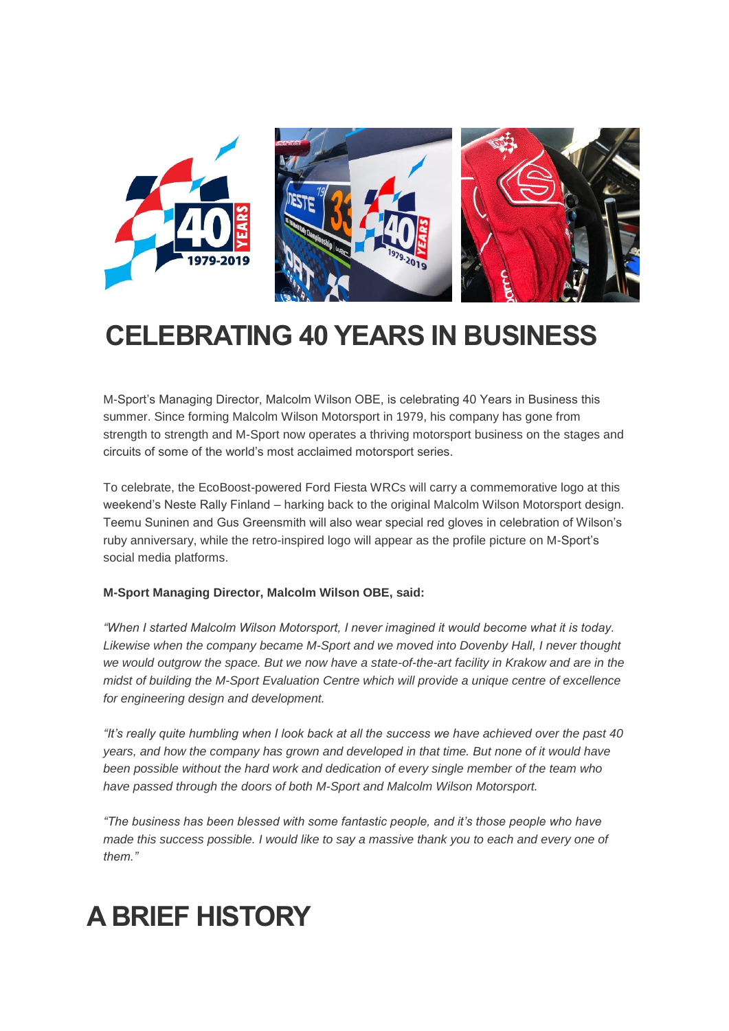# CELEBRATING 40 YEARS IN BUSINESS

M-Sport's Managing Director, Malcolm Wilson OBE, is celebrating 40 Years in Business this summer. Since forming Malcolm Wilson Motorsport in 1979, his company has gone from strength to strength and M-Sport now operates a thriving motorsport business on the stages and circuits of some of the world's most acclaimed motorsport series.

To celebrate, the EcoBoost-powered Ford Fiesta WRCs will carry a commemorative logo at this weekend's Neste Rally Finland – harking back to the original Malcolm Wilson Motorsport design. Teemu Suninen and Gus Greensmith will also wear special red gloves in celebration of Wilson's ruby anniversary, while the retro-inspired logo will appear as the profile picture on M-Sport's social media platforms.

**M-Sport Managing Director, Malcolm Wilson OBE, said:**

*"When I started Malcolm Wilson Motorsport, I never imagined it would become what it is today. Likewise when the company became M-Sport and we moved into Dovenby Hall, I never thought we would outgrow the space. But we now have a state-of-the-art facility in Krakow and are in the midst of building the M-Sport Evaluation Centre which will provide a unique centre of excellence for engineering design and development.*

*"It's really quite humbling when I look back at all the success we have achieved over the past 40 years, and how the company has grown and developed in that time. But none of it would have been possible without the hard work and dedication of every single member of the team who have passed through the doors of both M-Sport and Malcolm Wilson Motorsport.*

*"The business has been blessed with some fantastic people, and it's those people who have made this success possible. I would like to say a massive thank you to each and every one of them."*

# A BRIEF HISTORY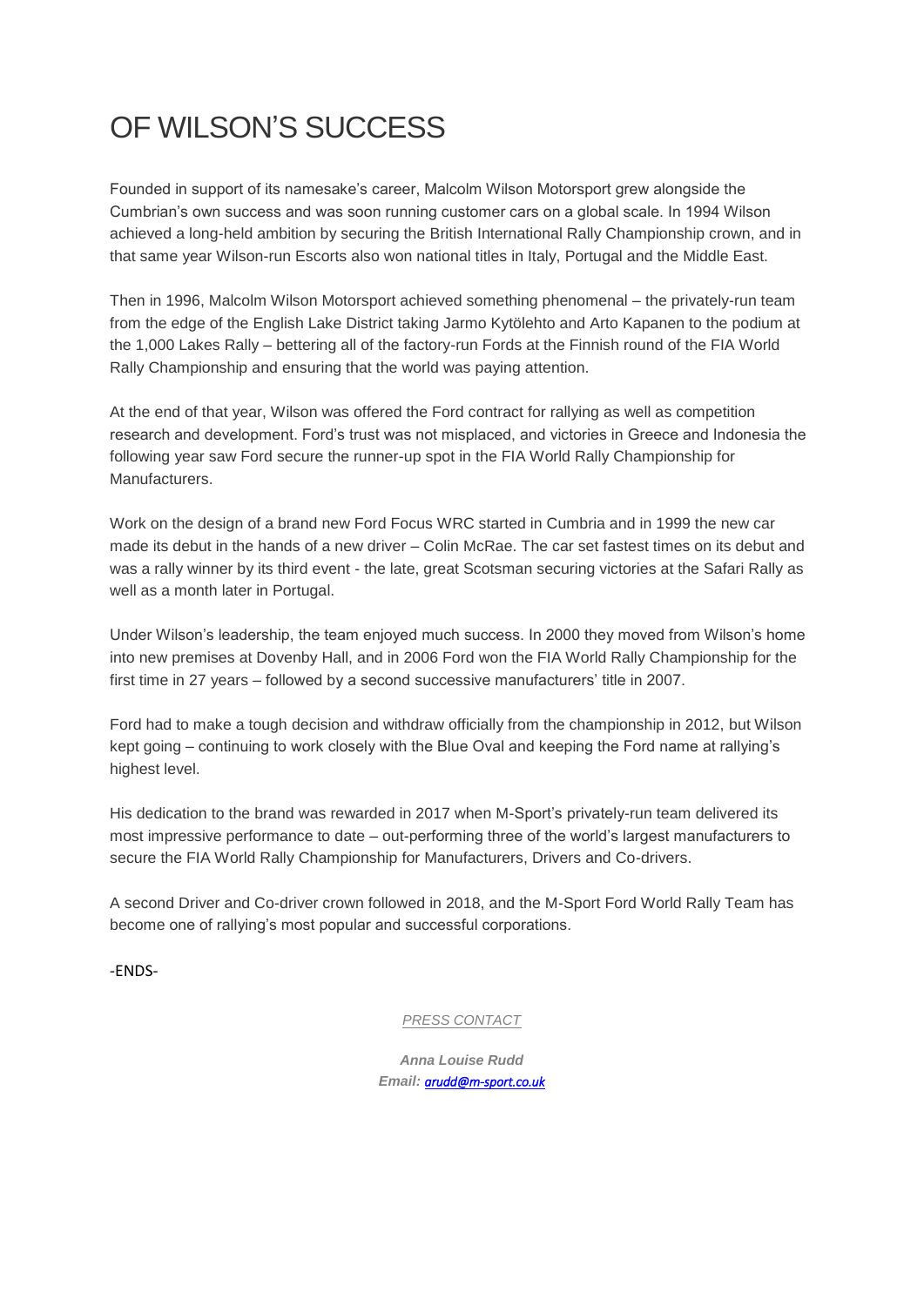# OF WILSON'S SUCCESS

Founded in support of its namesake's career, Malcolm Wilson Motorsport grew alongside the Cumbrian's own success and was soon running customer cars on a global scale. In 1994 Wilson achieved a long-held ambition by securing the British International Rally Championship crown, and in that same year Wilson-run Escorts also won national titles in Italy, Portugal and the Middle East.

Then in 1996, Malcolm Wilson Motorsport achieved something phenomenal – the privately-run team from the edge of the English Lake District taking Jarmo Kytölehto and Arto Kapanen to the podium at the 1,000 Lakes Rally – bettering all of the factory-run Fords at the Finnish round of the FIA World Rally Championship and ensuring that the world was paying attention.

At the end of that year, Wilson was offered the Ford contract for rallying as well as competition research and development. Ford's trust was not misplaced, and victories in Greece and Indonesia the following year saw Ford secure the runner-up spot in the FIA World Rally Championship for Manufacturers.

Work on the design of a brand new Ford Focus WRC started in Cumbria and in 1999 the new car made its debut in the hands of a new driver – Colin McRae. The car set fastest times on its debut and was a rally winner by its third event - the late, great Scotsman securing victories at the Safari Rally as well as a month later in Portugal.

Under Wilson's leadership, the team enjoyed much success. In 2000 they moved from Wilson's home into new premises at Dovenby Hall, and in 2006 Ford won the FIA World Rally Championship for the first time in 27 years – followed by a second successive manufacturers' title in 2007.

Ford had to make a tough decision and withdraw officially from the championship in 2012, but Wilson kept going – continuing to work closely with the Blue Oval and keeping the Ford name at rallying's highest level.

His dedication to the brand was rewarded in 2017 when M-Sport's privately-run team delivered its most impressive performance to date – out-performing three of the world's largest manufacturers to secure the FIA World Rally Championship for Manufacturers, Drivers and Co-drivers.

A second Driver and Co-driver crown followed in 2018, and the M-Sport Ford World Rally Team has become one of rallying's most popular and successful corporations.

-ENDS-

*PRESS CONTACT*

***Anna Louise Rudd***
***Email:*** *arudd@m-sport.co.uk*